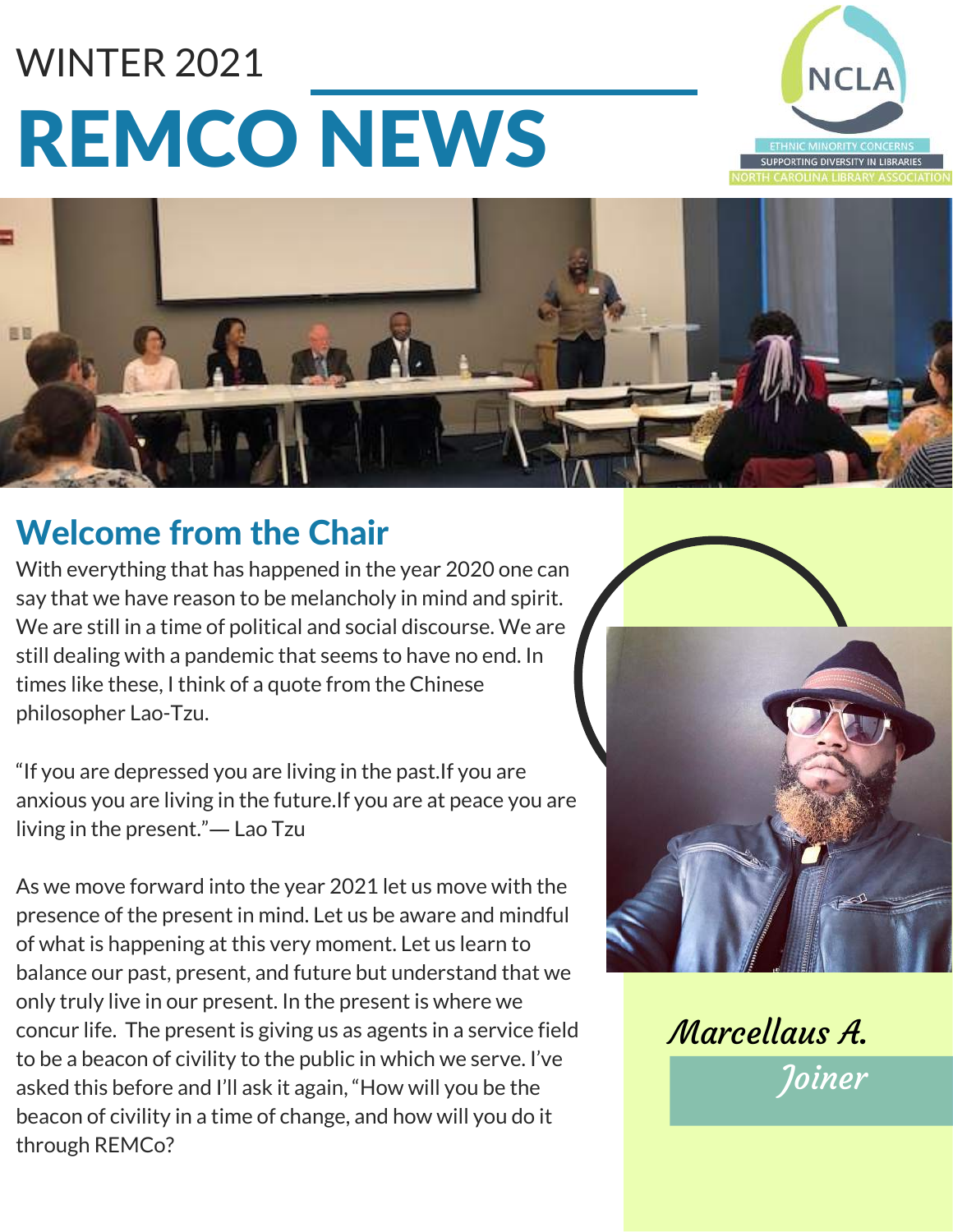WINTER 2021

# REMCO NEWS

NCLA
ETHNIC MINORITY CONCERNS
SUPPORTING DIVERSITY IN LIBRARIES
NORTH CAROLINA LIBRARY ASSOCIATION

## Welcome from the Chair

With everything that has happened in the year 2020 one can say that we have reason to be melancholy in mind and spirit. We are still in a time of political and social discourse. We are still dealing with a pandemic that seems to have no end. In times like these, I think of a quote from the Chinese philosopher Lao-Tzu.

"If you are depressed you are living in the past.If you are anxious you are living in the future.If you are at peace you are living in the present."— Lao Tzu

As we move forward into the year 2021 let us move with the presence of the present in mind. Let us be aware and mindful of what is happening at this very moment. Let us learn to balance our past, present, and future but understand that we only truly live in our present. In the present is where we concur life. The present is giving us as agents in a service field to be a beacon of civility to the public in which we serve. I've asked this before and I'll ask it again, "How will you be the beacon of civility in a time of change, and how will you do it through REMCo?

*Marcellaus A. Joiner*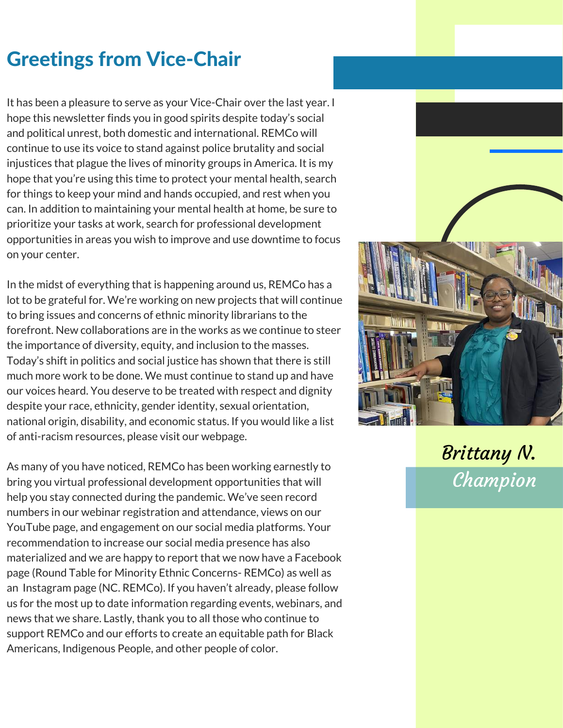## Greetings from Vice-Chair

It has been a pleasure to serve as your Vice-Chair over the last year. I hope this newsletter finds you in good spirits despite today's social and political unrest, both domestic and international. REMCo will continue to use its voice to stand against police brutality and social injustices that plague the lives of minority groups in America. It is my hope that you're using this time to protect your mental health, search for things to keep your mind and hands occupied, and rest when you can. In addition to maintaining your mental health at home, be sure to prioritize your tasks at work, search for professional development opportunities in areas you wish to improve and use downtime to focus on your center.

In the midst of everything that is happening around us, REMCo has a lot to be grateful for. We're working on new projects that will continue to bring issues and concerns of ethnic minority librarians to the forefront. New collaborations are in the works as we continue to steer the importance of diversity, equity, and inclusion to the masses. Today's shift in politics and social justice has shown that there is still much more work to be done. We must continue to stand up and have our voices heard. You deserve to be treated with respect and dignity despite your race, ethnicity, gender identity, sexual orientation, national origin, disability, and economic status. If you would like a list of anti-racism resources, please visit our webpage.

As many of you have noticed, REMCo has been working earnestly to bring you virtual professional development opportunities that will help you stay connected during the pandemic. We've seen record numbers in our webinar registration and attendance, views on our YouTube page, and engagement on our social media platforms. Your recommendation to increase our social media presence has also materialized and we are happy to report that we now have a Facebook page (Round Table for Minority Ethnic Concerns- REMCo) as well as an Instagram page (NC. REMCo). If you haven't already, please follow us for the most up to date information regarding events, webinars, and news that we share. Lastly, thank you to all those who continue to support REMCo and our efforts to create an equitable path for Black Americans, Indigenous People, and other people of color.

*Brittany N. Champion*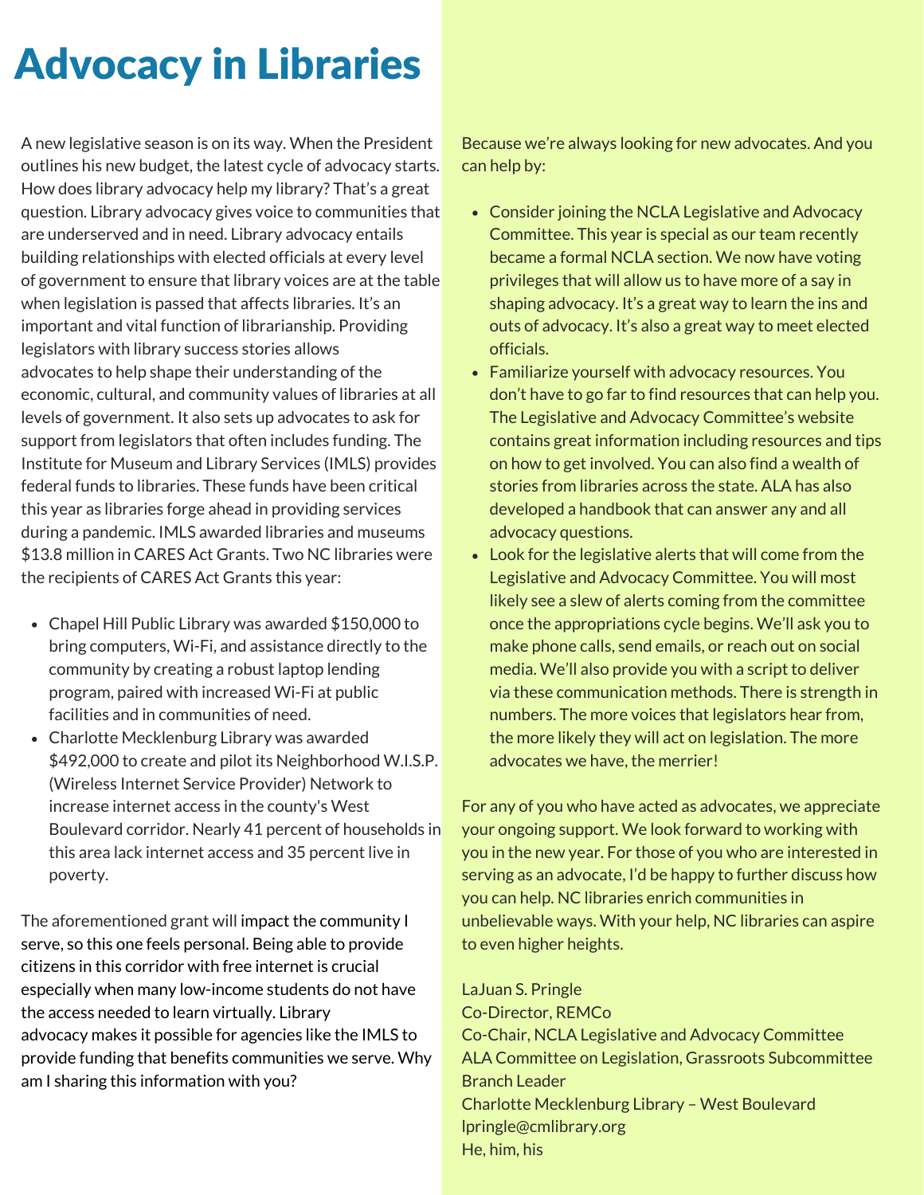# Advocacy in Libraries

A new legislative season is on its way. When the President outlines his new budget, the latest cycle of advocacy starts. How does library advocacy help my library? That's a great question. Library advocacy gives voice to communities that are underserved and in need. Library advocacy entails building relationships with elected officials at every level of government to ensure that library voices are at the table when legislation is passed that affects libraries. It's an important and vital function of librarianship. Providing legislators with library success stories allows advocates to help shape their understanding of the economic, cultural, and community values of libraries at all levels of government. It also sets up advocates to ask for support from legislators that often includes funding. The Institute for Museum and Library Services (IMLS) provides federal funds to libraries. These funds have been critical this year as libraries forge ahead in providing services during a pandemic. IMLS awarded libraries and museums $13.8 million in CARES Act Grants. Two NC libraries were the recipients of CARES Act Grants this year:

- Chapel Hill Public Library was awarded $150,000 to bring computers, Wi-Fi, and assistance directly to the community by creating a robust laptop lending program, paired with increased Wi-Fi at public facilities and in communities of need.
- Charlotte Mecklenburg Library was awarded $492,000 to create and pilot its Neighborhood W.I.S.P. (Wireless Internet Service Provider) Network to increase internet access in the county's West Boulevard corridor. Nearly 41 percent of households in this area lack internet access and 35 percent live in poverty.

The aforementioned grant will impact the community I serve, so this one feels personal. Being able to provide citizens in this corridor with free internet is crucial especially when many low-income students do not have the access needed to learn virtually. Library advocacy makes it possible for agencies like the IMLS to provide funding that benefits communities we serve. Why am I sharing this information with you?

Because we're always looking for new advocates. And you can help by:

- Consider joining the NCLA Legislative and Advocacy Committee. This year is special as our team recently became a formal NCLA section. We now have voting privileges that will allow us to have more of a say in shaping advocacy. It's a great way to learn the ins and outs of advocacy. It's also a great way to meet elected officials.
- Familiarize yourself with advocacy resources. You don't have to go far to find resources that can help you. The Legislative and Advocacy Committee's website contains great information including resources and tips on how to get involved. You can also find a wealth of stories from libraries across the state. ALA has also developed a handbook that can answer any and all advocacy questions.
- Look for the legislative alerts that will come from the Legislative and Advocacy Committee. You will most likely see a slew of alerts coming from the committee once the appropriations cycle begins. We'll ask you to make phone calls, send emails, or reach out on social media. We'll also provide you with a script to deliver via these communication methods. There is strength in numbers. The more voices that legislators hear from, the more likely they will act on legislation. The more advocates we have, the merrier!

For any of you who have acted as advocates, we appreciate your ongoing support. We look forward to working with you in the new year. For those of you who are interested in serving as an advocate, I'd be happy to further discuss how you can help. NC libraries enrich communities in unbelievable ways. With your help, NC libraries can aspire to even higher heights.

LaJuan S. Pringle
Co-Director, REMCo
Co-Chair, NCLA Legislative and Advocacy Committee
ALA Committee on Legislation, Grassroots Subcommittee
Branch Leader
Charlotte Mecklenburg Library – West Boulevard
lpringle@cmlibrary.org
He, him, his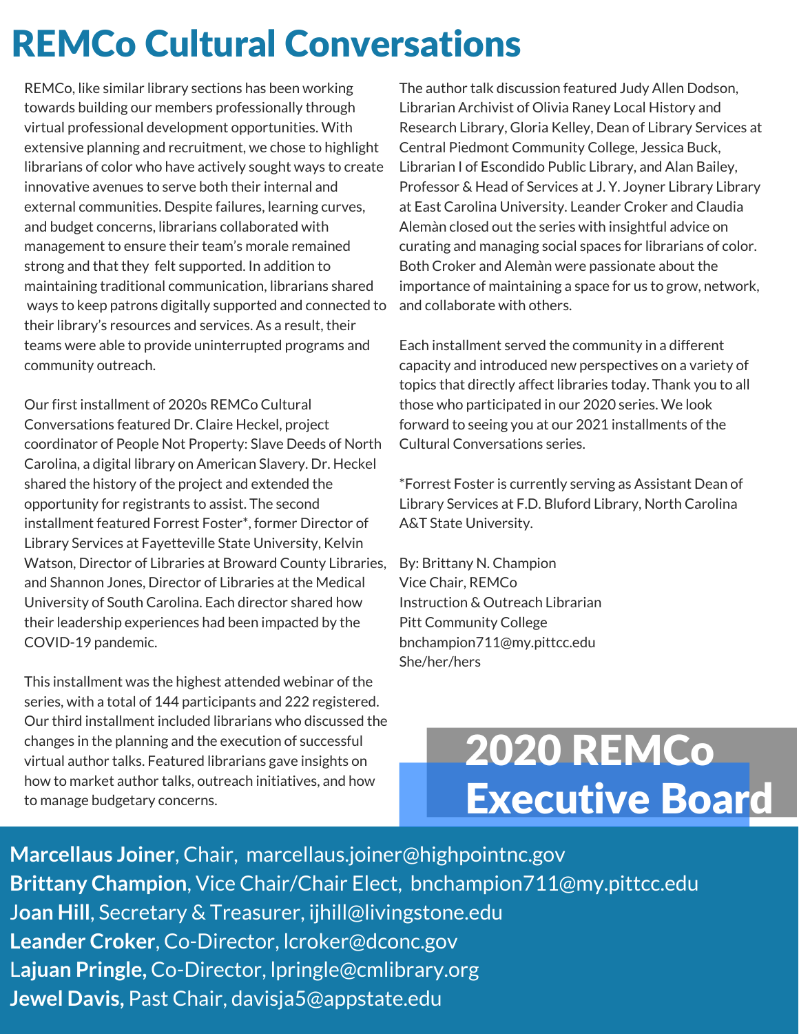# REMCo Cultural Conversations

REMCo, like similar library sections has been working towards building our members professionally through virtual professional development opportunities. With extensive planning and recruitment, we chose to highlight librarians of color who have actively sought ways to create innovative avenues to serve both their internal and external communities. Despite failures, learning curves, and budget concerns, librarians collaborated with management to ensure their team's morale remained strong and that they felt supported. In addition to maintaining traditional communication, librarians shared ways to keep patrons digitally supported and connected to their library's resources and services. As a result, their teams were able to provide uninterrupted programs and community outreach.

Our first installment of 2020s REMCo Cultural Conversations featured Dr. Claire Heckel, project coordinator of People Not Property: Slave Deeds of North Carolina, a digital library on American Slavery. Dr. Heckel shared the history of the project and extended the opportunity for registrants to assist. The second installment featured Forrest Foster*, former Director of Library Services at Fayetteville State University, Kelvin Watson, Director of Libraries at Broward County Libraries, and Shannon Jones, Director of Libraries at the Medical University of South Carolina. Each director shared how their leadership experiences had been impacted by the COVID-19 pandemic.

This installment was the highest attended webinar of the series, with a total of 144 participants and 222 registered. Our third installment included librarians who discussed the changes in the planning and the execution of successful virtual author talks. Featured librarians gave insights on how to market author talks, outreach initiatives, and how to manage budgetary concerns.

The author talk discussion featured Judy Allen Dodson, Librarian Archivist of Olivia Raney Local History and Research Library, Gloria Kelley, Dean of Library Services at Central Piedmont Community College, Jessica Buck, Librarian I of Escondido Public Library, and Alan Bailey, Professor & Head of Services at J. Y. Joyner Library Library at East Carolina University. Leander Croker and Claudia Alemàn closed out the series with insightful advice on curating and managing social spaces for librarians of color. Both Croker and Alemàn were passionate about the importance of maintaining a space for us to grow, network, and collaborate with others.

Each installment served the community in a different capacity and introduced new perspectives on a variety of topics that directly affect libraries today. Thank you to all those who participated in our 2020 series. We look forward to seeing you at our 2021 installments of the Cultural Conversations series.

*Forrest Foster is currently serving as Assistant Dean of Library Services at F.D. Bluford Library, North Carolina A&T State University.

By: Brittany N. Champion
Vice Chair, REMCo
Instruction & Outreach Librarian
Pitt Community College
bnchampion711@my.pittcc.edu
She/her/hers

## 2020 REMCo Executive Board

**Marcellaus Joiner**, Chair, marcellaus.joiner@highpointnc.gov
**Brittany Champion**, Vice Chair/Chair Elect, bnchampion711@my.pittcc.edu
**Joan Hill**, Secretary & Treasurer, ijhill@livingstone.edu
**Leander Croker**, Co-Director, lcroker@dconc.gov
**Lajuan Pringle,** Co-Director, lpringle@cmlibrary.org
**Jewel Davis,** Past Chair, davisja5@appstate.edu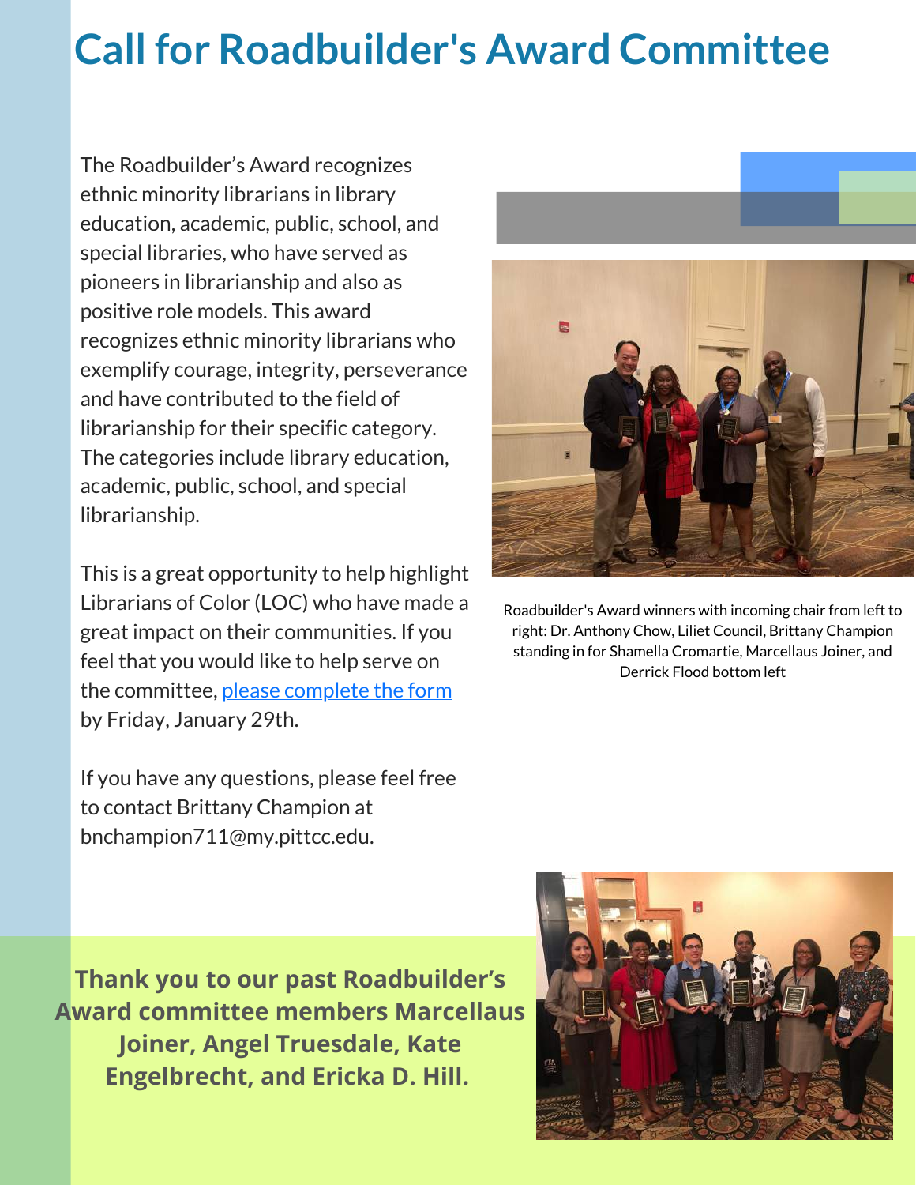# Call for Roadbuilder's Award Committee

The Roadbuilder's Award recognizes ethnic minority librarians in library education, academic, public, school, and special libraries, who have served as pioneers in librarianship and also as positive role models. This award recognizes ethnic minority librarians who exemplify courage, integrity, perseverance and have contributed to the field of librarianship for their specific category. The categories include library education, academic, public, school, and special librarianship.

This is a great opportunity to help highlight Librarians of Color (LOC) who have made a great impact on their communities. If you feel that you would like to help serve on the committee, please complete the form by Friday, January 29th.

If you have any questions, please feel free to contact Brittany Champion at bnchampion711@my.pittcc.edu.

Roadbuilder's Award winners with incoming chair from left to right: Dr. Anthony Chow, Liliet Council, Brittany Champion standing in for Shamella Cromartie, Marcellaus Joiner, and Derrick Flood bottom left

**Thank you to our past Roadbuilder's Award committee members Marcellaus Joiner, Angel Truesdale, Kate Engelbrecht, and Ericka D. Hill.**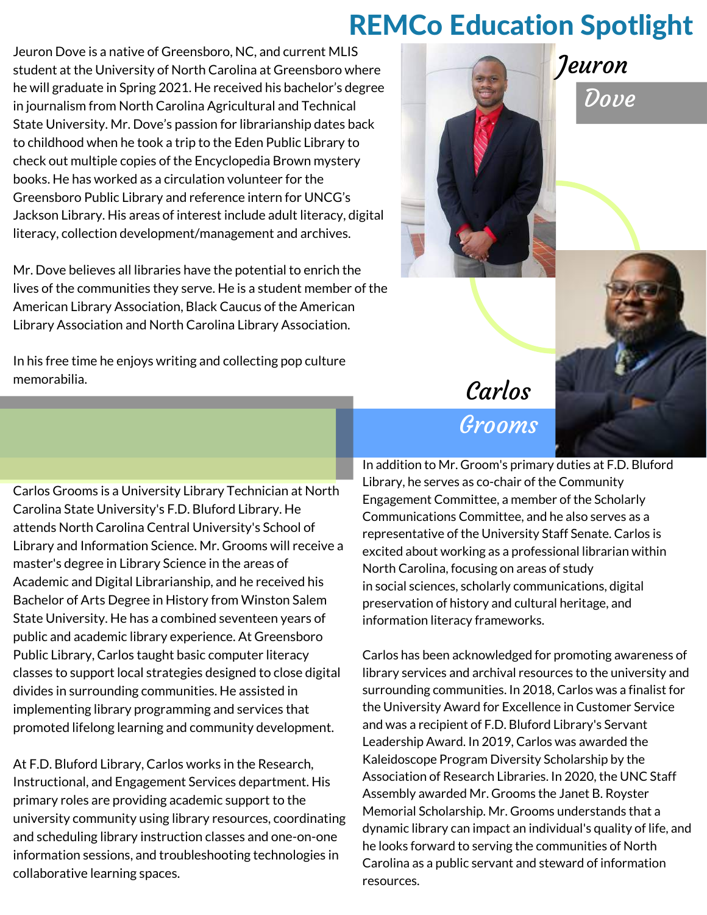# REMCo Education Spotlight

## Jeuron Dove

Jeuron Dove is a native of Greensboro, NC, and current MLIS student at the University of North Carolina at Greensboro where he will graduate in Spring 2021. He received his bachelor's degree in journalism from North Carolina Agricultural and Technical State University. Mr. Dove's passion for librarianship dates back to childhood when he took a trip to the Eden Public Library to check out multiple copies of the Encyclopedia Brown mystery books. He has worked as a circulation volunteer for the Greensboro Public Library and reference intern for UNCG's Jackson Library. His areas of interest include adult literacy, digital literacy, collection development/management and archives.

Mr. Dove believes all libraries have the potential to enrich the lives of the communities they serve. He is a student member of the American Library Association, Black Caucus of the American Library Association and North Carolina Library Association.

In his free time he enjoys writing and collecting pop culture memorabilia.

## Carlos Grooms

Carlos Grooms is a University Library Technician at North Carolina State University's F.D. Bluford Library. He attends North Carolina Central University's School of Library and Information Science. Mr. Grooms will receive a master's degree in Library Science in the areas of Academic and Digital Librarianship, and he received his Bachelor of Arts Degree in History from Winston Salem State University. He has a combined seventeen years of public and academic library experience. At Greensboro Public Library, Carlos taught basic computer literacy classes to support local strategies designed to close digital divides in surrounding communities. He assisted in implementing library programming and services that promoted lifelong learning and community development.

At F.D. Bluford Library, Carlos works in the Research, Instructional, and Engagement Services department. His primary roles are providing academic support to the university community using library resources, coordinating and scheduling library instruction classes and one-on-one information sessions, and troubleshooting technologies in collaborative learning spaces.

In addition to Mr. Groom's primary duties at F.D. Bluford Library, he serves as co-chair of the Community Engagement Committee, a member of the Scholarly Communications Committee, and he also serves as a representative of the University Staff Senate. Carlos is excited about working as a professional librarian within North Carolina, focusing on areas of study in social sciences, scholarly communications, digital preservation of history and cultural heritage, and information literacy frameworks.

Carlos has been acknowledged for promoting awareness of library services and archival resources to the university and surrounding communities. In 2018, Carlos was a finalist for the University Award for Excellence in Customer Service and was a recipient of F.D. Bluford Library's Servant Leadership Award. In 2019, Carlos was awarded the Kaleidoscope Program Diversity Scholarship by the Association of Research Libraries. In 2020, the UNC Staff Assembly awarded Mr. Grooms the Janet B. Royster Memorial Scholarship. Mr. Grooms understands that a dynamic library can impact an individual's quality of life, and he looks forward to serving the communities of North Carolina as a public servant and steward of information resources.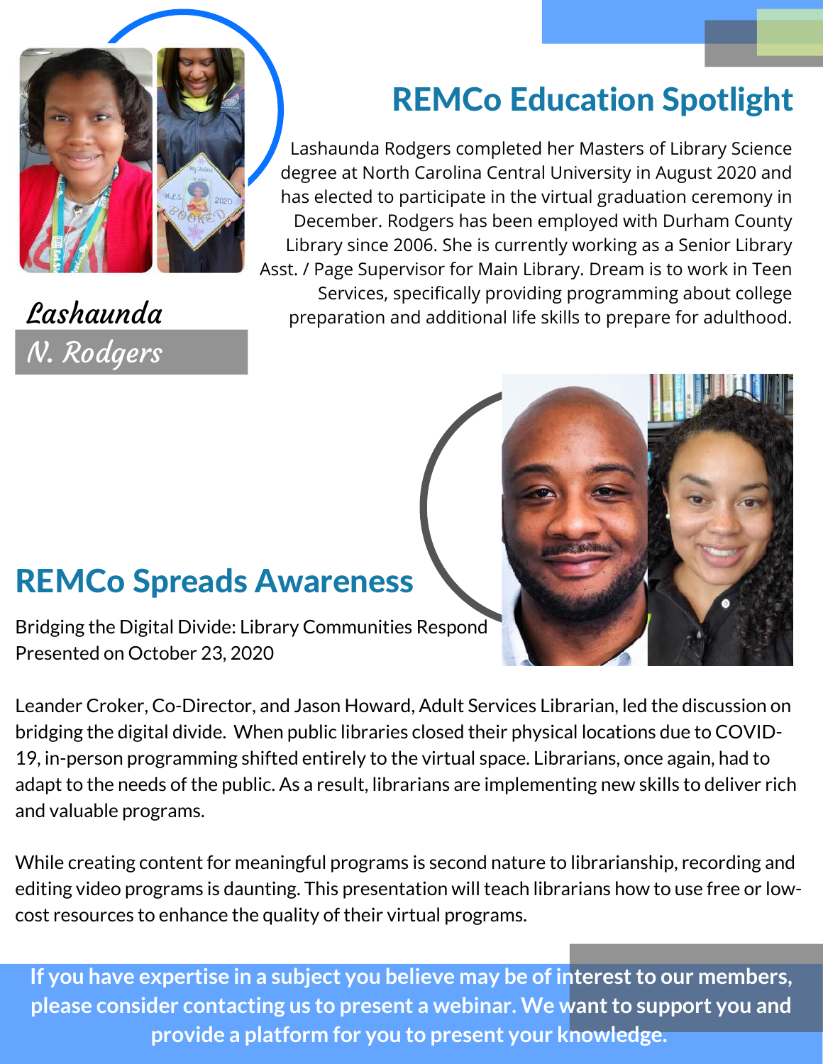## REMCo Education Spotlight

*Lashaunda N. Rodgers*

Lashaunda Rodgers completed her Masters of Library Science degree at North Carolina Central University in August 2020 and has elected to participate in the virtual graduation ceremony in December. Rodgers has been employed with Durham County Library since 2006. She is currently working as a Senior Library Asst. / Page Supervisor for Main Library. Dream is to work in Teen Services, specifically providing programming about college preparation and additional life skills to prepare for adulthood.

## REMCo Spreads Awareness

Bridging the Digital Divide: Library Communities Respond
Presented on October 23, 2020

Leander Croker, Co-Director, and Jason Howard, Adult Services Librarian, led the discussion on bridging the digital divide. When public libraries closed their physical locations due to COVID-19, in-person programming shifted entirely to the virtual space. Librarians, once again, had to adapt to the needs of the public. As a result, librarians are implementing new skills to deliver rich and valuable programs.

While creating content for meaningful programs is second nature to librarianship, recording and editing video programs is daunting. This presentation will teach librarians how to use free or low-cost resources to enhance the quality of their virtual programs.

**If you have expertise in a subject you believe may be of interest to our members, please consider contacting us to present a webinar. We want to support you and provide a platform for you to present your knowledge.**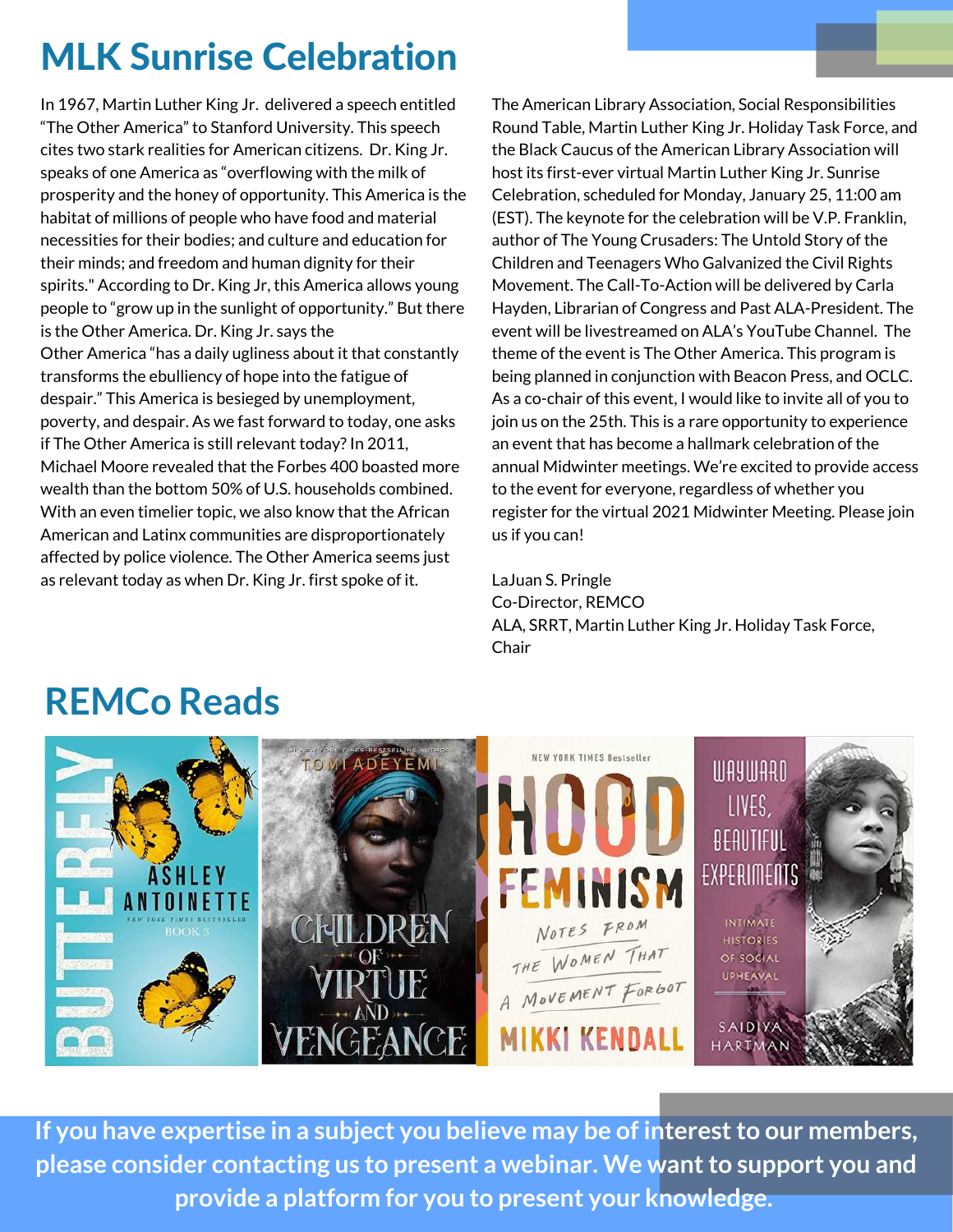# MLK Sunrise Celebration

In 1967, Martin Luther King Jr. delivered a speech entitled "The Other America" to Stanford University. This speech cites two stark realities for American citizens. Dr. King Jr. speaks of one America as "overflowing with the milk of prosperity and the honey of opportunity. This America is the habitat of millions of people who have food and material necessities for their bodies; and culture and education for their minds; and freedom and human dignity for their spirits." According to Dr. King Jr, this America allows young people to "grow up in the sunlight of opportunity." But there is the Other America. Dr. King Jr. says the Other America "has a daily ugliness about it that constantly transforms the ebulliency of hope into the fatigue of despair." This America is besieged by unemployment, poverty, and despair. As we fast forward to today, one asks if The Other America is still relevant today? In 2011, Michael Moore revealed that the Forbes 400 boasted more wealth than the bottom 50% of U.S. households combined. With an even timelier topic, we also know that the African American and Latinx communities are disproportionately affected by police violence. The Other America seems just as relevant today as when Dr. King Jr. first spoke of it.

The American Library Association, Social Responsibilities Round Table, Martin Luther King Jr. Holiday Task Force, and the Black Caucus of the American Library Association will host its first-ever virtual Martin Luther King Jr. Sunrise Celebration, scheduled for Monday, January 25, 11:00 am (EST). The keynote for the celebration will be V.P. Franklin, author of The Young Crusaders: The Untold Story of the Children and Teenagers Who Galvanized the Civil Rights Movement. The Call-To-Action will be delivered by Carla Hayden, Librarian of Congress and Past ALA-President. The event will be livestreamed on ALA's YouTube Channel. The theme of the event is The Other America. This program is being planned in conjunction with Beacon Press, and OCLC. As a co-chair of this event, I would like to invite all of you to join us on the 25th. This is a rare opportunity to experience an event that has become a hallmark celebration of the annual Midwinter meetings. We're excited to provide access to the event for everyone, regardless of whether you register for the virtual 2021 Midwinter Meeting. Please join us if you can!

LaJuan S. Pringle
Co-Director, REMCO
ALA, SRRT, Martin Luther King Jr. Holiday Task Force, Chair

# REMCo Reads

**If you have expertise in a subject you believe may be of interest to our members, please consider contacting us to present a webinar. We want to support you and provide a platform for you to present your knowledge.**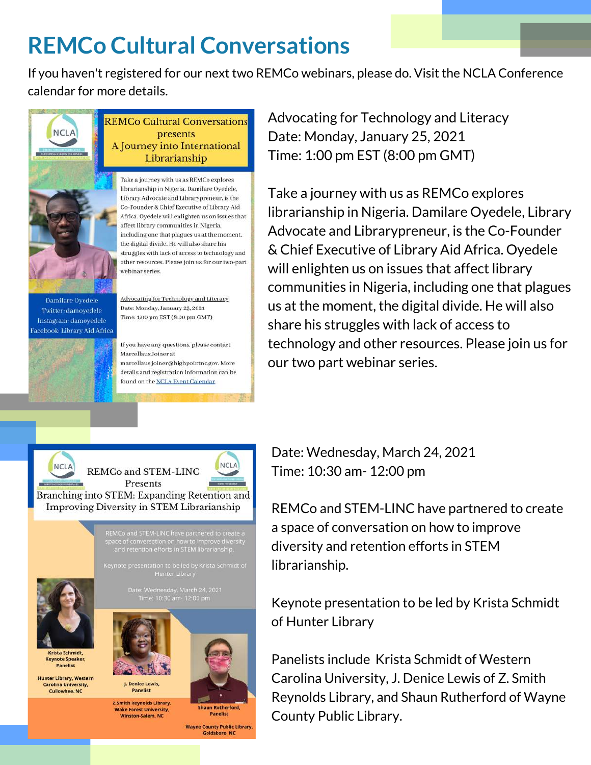# REMCo Cultural Conversations

If you haven't registered for our next two REMCo webinars, please do. Visit the NCLA Conference calendar for more details.

REMCo Cultural Conversations presents A Journey into International Librarianship

Take a journey with us as REMCo explores librarianship in Nigeria. Damilare Oyedele, Library Advocate and Librarypreneur, is the Co-Founder & Chief Executive of Library Aid Africa. Oyedele will enlighten us on issues that affect library communities in Nigeria, including one that plagues us at the moment, the digital divide. He will also share his struggles with lack of access to technology and other resources. Please join us for our two-part webinar series.

Damilare Oyedele
Twitter: damoyedele
Instagram: damoyedele
Facebook: Library Aid Africa

Advocating for Technology and Literacy
Date: Monday, January 25, 2021
Time: 1:00 pm EST (8:00 pm GMT)

If you have any questions, please contact Marcellaus Joiner at marcellausjoiner@highpointnc.gov. More details and registration information can be found on the NCLA Event Calendar.

Advocating for Technology and Literacy
Date: Monday, January 25, 2021
Time: 1:00 pm EST (8:00 pm GMT)

Take a journey with us as REMCo explores librarianship in Nigeria. Damilare Oyedele, Library Advocate and Librarypreneur, is the Co-Founder & Chief Executive of Library Aid Africa. Oyedele will enlighten us on issues that affect library communities in Nigeria, including one that plagues us at the moment, the digital divide. He will also share his struggles with lack of access to technology and other resources. Please join us for our two part webinar series.

REMCo and STEM-LINC Presents
Branching into STEM: Expanding Retention and Improving Diversity in STEM Librarianship

REMCo and STEM-LINC have partnered to create a space of conversation on how to improve diversity and retention efforts in STEM librarianship.

Keynote presentation to be led by Krista Schmidt of Hunter Library

Date: Wednesday, March 24, 2021
Time: 10:30 am- 12:00 pm

Krista Schmidt, Keynote Speaker, Panelist
Hunter Library, Western Carolina University, Cullowhee, NC

J. Denice Lewis, Panelist
Z.Smith Reynolds Library, Wake Forest University, Winston-Salem, NC

Shaun Rutherford, Panelist
Wayne County Public Library, Goldsboro, NC

Date: Wednesday, March 24, 2021
Time: 10:30 am- 12:00 pm

REMCo and STEM-LINC have partnered to create a space of conversation on how to improve diversity and retention efforts in STEM librarianship.

Keynote presentation to be led by Krista Schmidt of Hunter Library

Panelists include Krista Schmidt of Western Carolina University, J. Denice Lewis of Z. Smith Reynolds Library, and Shaun Rutherford of Wayne County Public Library.